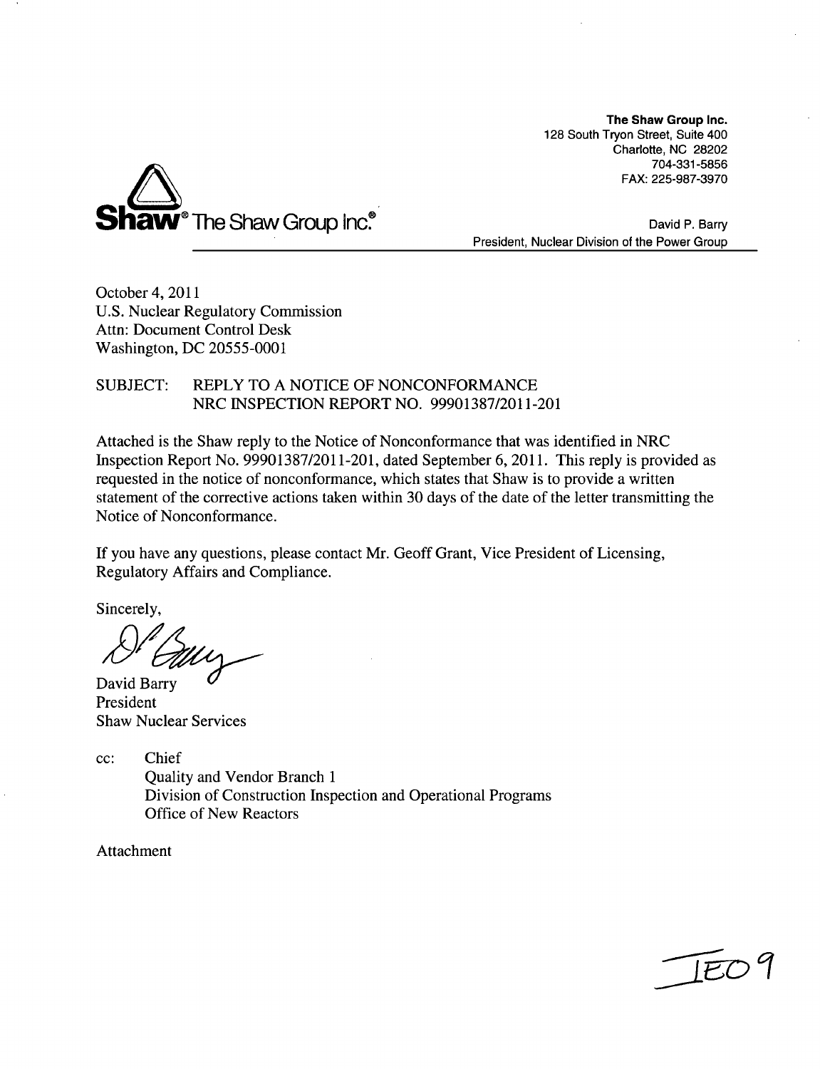**The Shaw Group Inc.**
128 South Tryon Street, Suite 400
Charlotte, NC 28202
704-331-5856
FAX: 225-987-3970

**Shaw**® The Shaw Group Inc.®

David P. Barry
President, Nuclear Division of the Power Group

October 4, 2011
U.S. Nuclear Regulatory Commission
Attn: Document Control Desk
Washington, DC 20555-0001

SUBJECT: REPLY TO A NOTICE OF NONCONFORMANCE
NRC INSPECTION REPORT NO. 99901387/2011-201

Attached is the Shaw reply to the Notice of Nonconformance that was identified in NRC Inspection Report No. 99901387/2011-201, dated September 6, 2011. This reply is provided as requested in the notice of nonconformance, which states that Shaw is to provide a written statement of the corrective actions taken within 30 days of the date of the letter transmitting the Notice of Nonconformance.

If you have any questions, please contact Mr. Geoff Grant, Vice President of Licensing, Regulatory Affairs and Compliance.

Sincerely,

David Barry
President
Shaw Nuclear Services

cc: Chief
Quality and Vendor Branch 1
Division of Construction Inspection and Operational Programs
Office of New Reactors

Attachment

IE09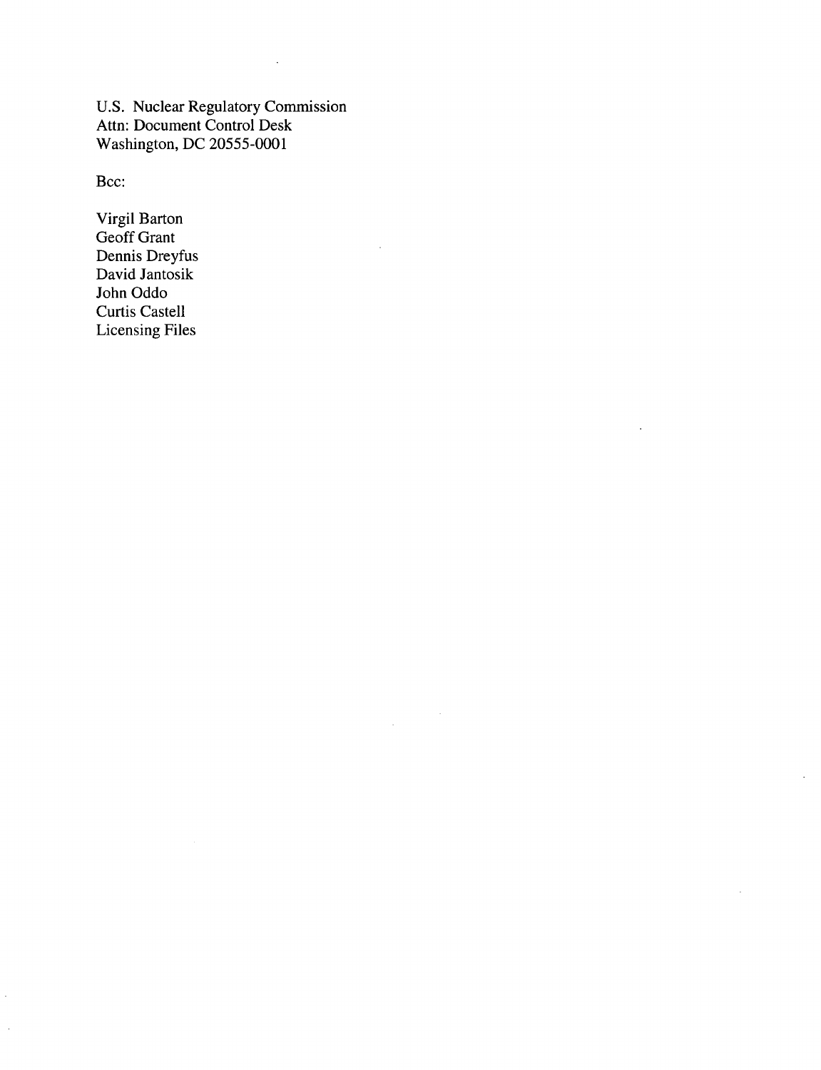U.S. Nuclear Regulatory Commission
Attn: Document Control Desk
Washington, DC 20555-0001

Bcc:

Virgil Barton
Geoff Grant
Dennis Dreyfus
David Jantosik
John Oddo
Curtis Castell
Licensing Files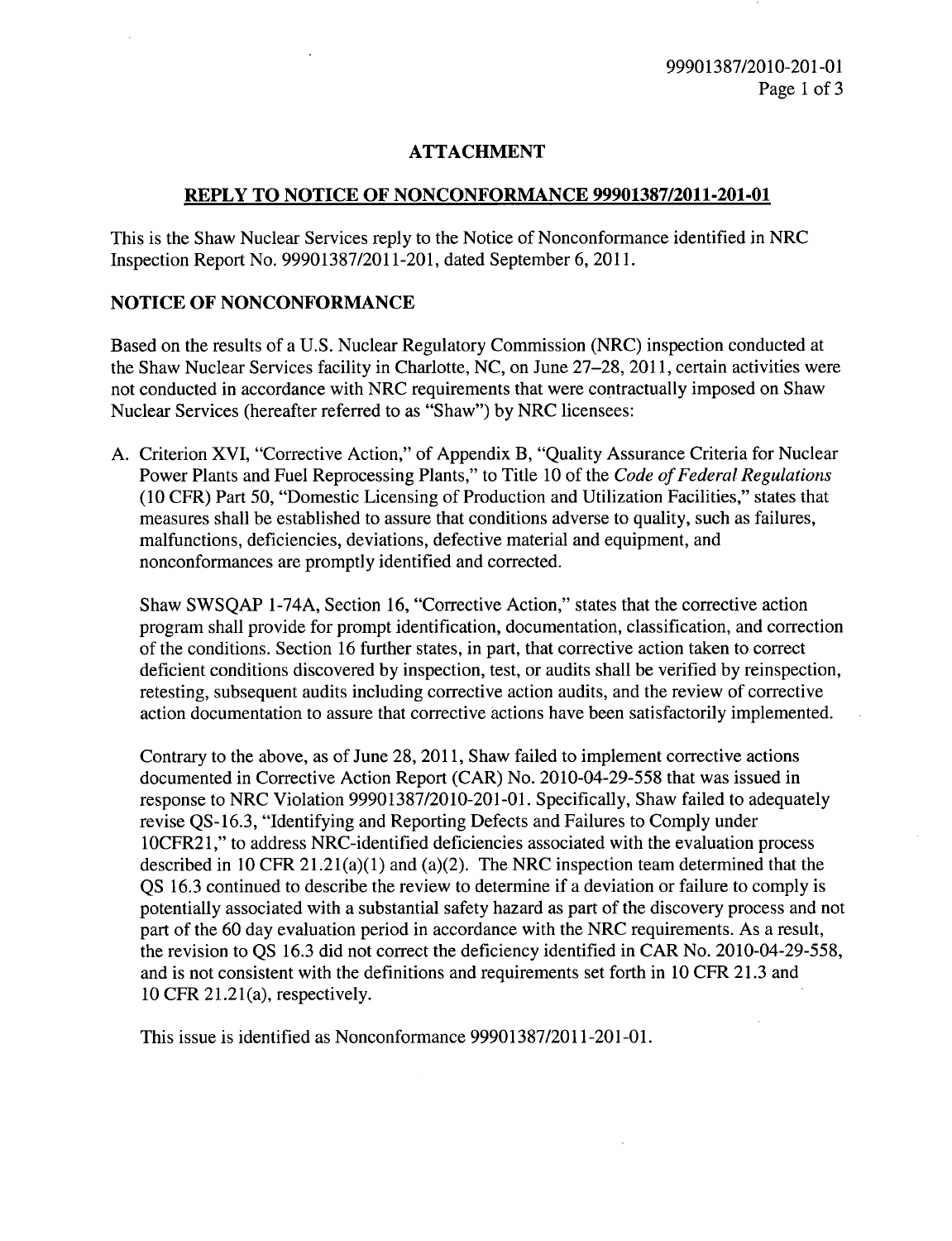## ATTACHMENT

## REPLY TO NOTICE OF NONCONFORMANCE 99901387/2011-201-01

This is the Shaw Nuclear Services reply to the Notice of Nonconformance identified in NRC Inspection Report No. 99901387/2011-201, dated September 6, 2011.

### NOTICE OF NONCONFORMANCE

Based on the results of a U.S. Nuclear Regulatory Commission (NRC) inspection conducted at the Shaw Nuclear Services facility in Charlotte, NC, on June 27–28, 2011, certain activities were not conducted in accordance with NRC requirements that were contractually imposed on Shaw Nuclear Services (hereafter referred to as "Shaw") by NRC licensees:

A. Criterion XVI, "Corrective Action," of Appendix B, "Quality Assurance Criteria for Nuclear Power Plants and Fuel Reprocessing Plants," to Title 10 of the *Code of Federal Regulations* (10 CFR) Part 50, "Domestic Licensing of Production and Utilization Facilities," states that measures shall be established to assure that conditions adverse to quality, such as failures, malfunctions, deficiencies, deviations, defective material and equipment, and nonconformances are promptly identified and corrected.

   Shaw SWSQAP 1-74A, Section 16, "Corrective Action," states that the corrective action program shall provide for prompt identification, documentation, classification, and correction of the conditions. Section 16 further states, in part, that corrective action taken to correct deficient conditions discovered by inspection, test, or audits shall be verified by reinspection, retesting, subsequent audits including corrective action audits, and the review of corrective action documentation to assure that corrective actions have been satisfactorily implemented.

   Contrary to the above, as of June 28, 2011, Shaw failed to implement corrective actions documented in Corrective Action Report (CAR) No. 2010-04-29-558 that was issued in response to NRC Violation 99901387/2010-201-01. Specifically, Shaw failed to adequately revise QS-16.3, "Identifying and Reporting Defects and Failures to Comply under 10CFR21," to address NRC-identified deficiencies associated with the evaluation process described in 10 CFR 21.21(a)(1) and (a)(2). The NRC inspection team determined that the QS 16.3 continued to describe the review to determine if a deviation or failure to comply is potentially associated with a substantial safety hazard as part of the discovery process and not part of the 60 day evaluation period in accordance with the NRC requirements. As a result, the revision to QS 16.3 did not correct the deficiency identified in CAR No. 2010-04-29-558, and is not consistent with the definitions and requirements set forth in 10 CFR 21.3 and 10 CFR 21.21(a), respectively.

   This issue is identified as Nonconformance 99901387/2011-201-01.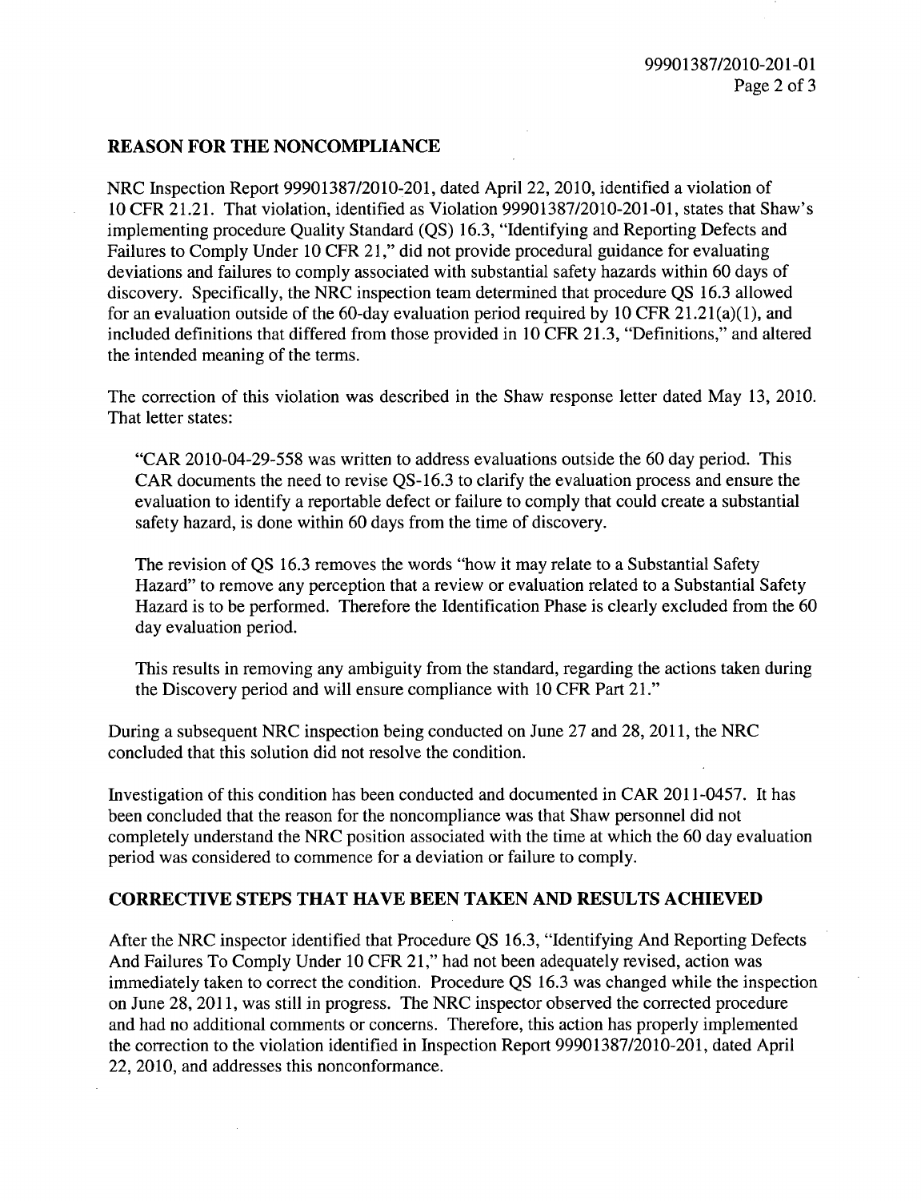## REASON FOR THE NONCOMPLIANCE

NRC Inspection Report 99901387/2010-201, dated April 22, 2010, identified a violation of 10 CFR 21.21. That violation, identified as Violation 99901387/2010-201-01, states that Shaw's implementing procedure Quality Standard (QS) 16.3, "Identifying and Reporting Defects and Failures to Comply Under 10 CFR 21," did not provide procedural guidance for evaluating deviations and failures to comply associated with substantial safety hazards within 60 days of discovery. Specifically, the NRC inspection team determined that procedure QS 16.3 allowed for an evaluation outside of the 60-day evaluation period required by 10 CFR 21.21(a)(1), and included definitions that differed from those provided in 10 CFR 21.3, "Definitions," and altered the intended meaning of the terms.

The correction of this violation was described in the Shaw response letter dated May 13, 2010. That letter states:

> "CAR 2010-04-29-558 was written to address evaluations outside the 60 day period. This CAR documents the need to revise QS-16.3 to clarify the evaluation process and ensure the evaluation to identify a reportable defect or failure to comply that could create a substantial safety hazard, is done within 60 days from the time of discovery.
>
> The revision of QS 16.3 removes the words "how it may relate to a Substantial Safety Hazard" to remove any perception that a review or evaluation related to a Substantial Safety Hazard is to be performed. Therefore the Identification Phase is clearly excluded from the 60 day evaluation period.
>
> This results in removing any ambiguity from the standard, regarding the actions taken during the Discovery period and will ensure compliance with 10 CFR Part 21."

During a subsequent NRC inspection being conducted on June 27 and 28, 2011, the NRC concluded that this solution did not resolve the condition.

Investigation of this condition has been conducted and documented in CAR 2011-0457. It has been concluded that the reason for the noncompliance was that Shaw personnel did not completely understand the NRC position associated with the time at which the 60 day evaluation period was considered to commence for a deviation or failure to comply.

## CORRECTIVE STEPS THAT HAVE BEEN TAKEN AND RESULTS ACHIEVED

After the NRC inspector identified that Procedure QS 16.3, "Identifying And Reporting Defects And Failures To Comply Under 10 CFR 21," had not been adequately revised, action was immediately taken to correct the condition. Procedure QS 16.3 was changed while the inspection on June 28, 2011, was still in progress. The NRC inspector observed the corrected procedure and had no additional comments or concerns. Therefore, this action has properly implemented the correction to the violation identified in Inspection Report 99901387/2010-201, dated April 22, 2010, and addresses this nonconformance.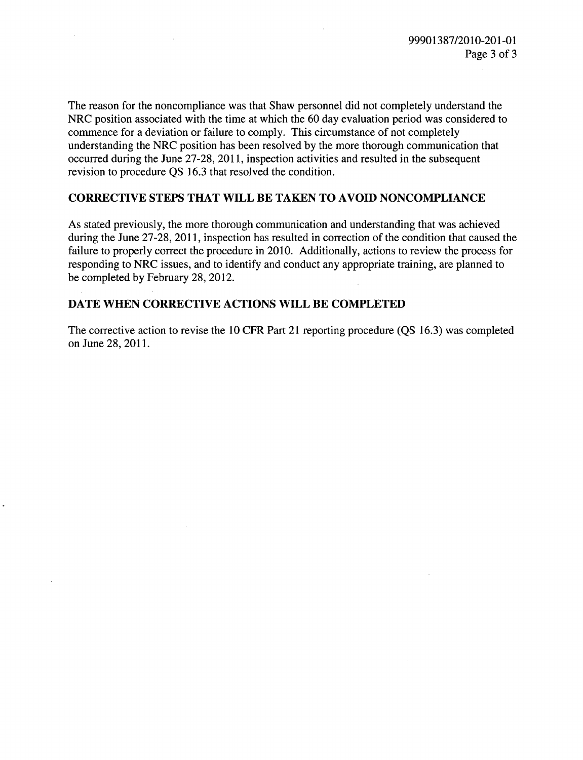The reason for the noncompliance was that Shaw personnel did not completely understand the NRC position associated with the time at which the 60 day evaluation period was considered to commence for a deviation or failure to comply. This circumstance of not completely understanding the NRC position has been resolved by the more thorough communication that occurred during the June 27-28, 2011, inspection activities and resulted in the subsequent revision to procedure QS 16.3 that resolved the condition.

## CORRECTIVE STEPS THAT WILL BE TAKEN TO AVOID NONCOMPLIANCE

As stated previously, the more thorough communication and understanding that was achieved during the June 27-28, 2011, inspection has resulted in correction of the condition that caused the failure to properly correct the procedure in 2010. Additionally, actions to review the process for responding to NRC issues, and to identify and conduct any appropriate training, are planned to be completed by February 28, 2012.

## DATE WHEN CORRECTIVE ACTIONS WILL BE COMPLETED

The corrective action to revise the 10 CFR Part 21 reporting procedure (QS 16.3) was completed on June 28, 2011.